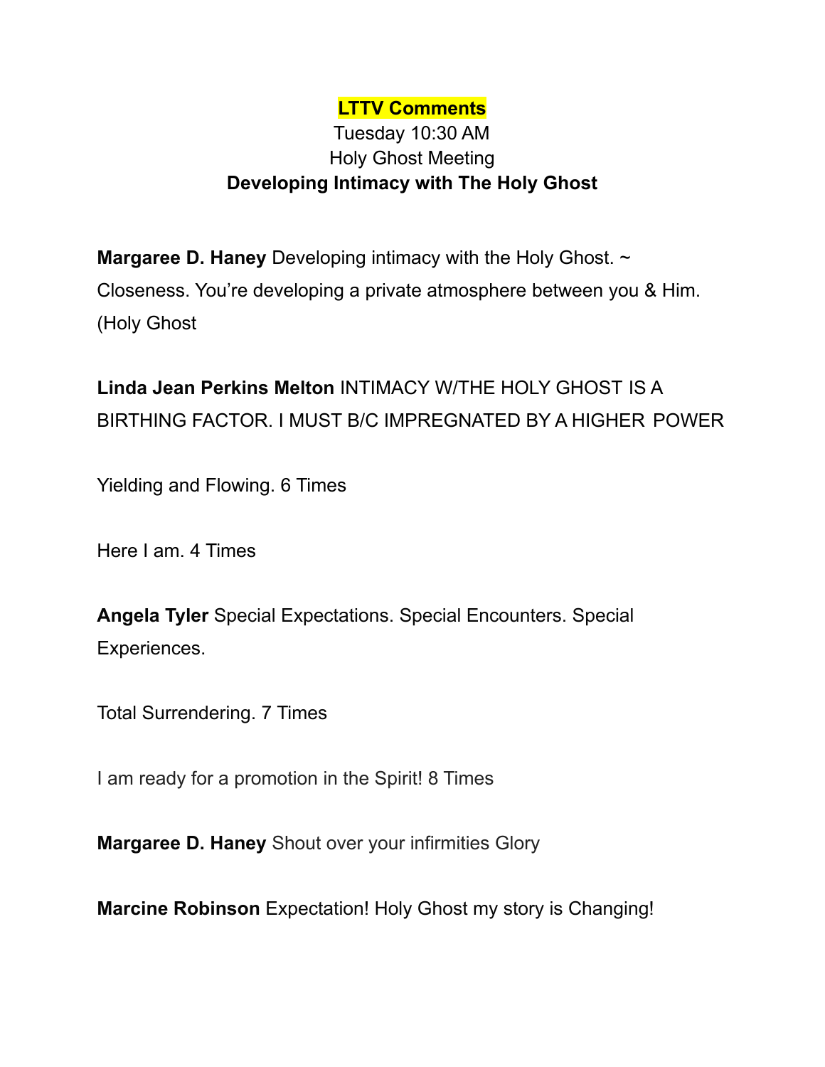**LTTV Comments**

Tuesday 10:30 AM

Holy Ghost Meeting

**Developing Intimacy with The Holy Ghost**

**Margaree D. Haney** Developing intimacy with the Holy Ghost. ~ Closeness. You're developing a private atmosphere between you & Him. (Holy Ghost

**Linda Jean Perkins Melton** INTIMACY W/THE HOLY GHOST IS A BIRTHING FACTOR. I MUST B/C IMPREGNATED BY A HIGHER POWER

Yielding and Flowing. 6 Times

Here I am. 4 Times

**Angela Tyler** Special Expectations. Special Encounters. Special Experiences.

Total Surrendering. 7 Times

I am ready for a promotion in the Spirit! 8 Times

**Margaree D. Haney** Shout over your infirmities Glory

**Marcine Robinson** Expectation! Holy Ghost my story is Changing!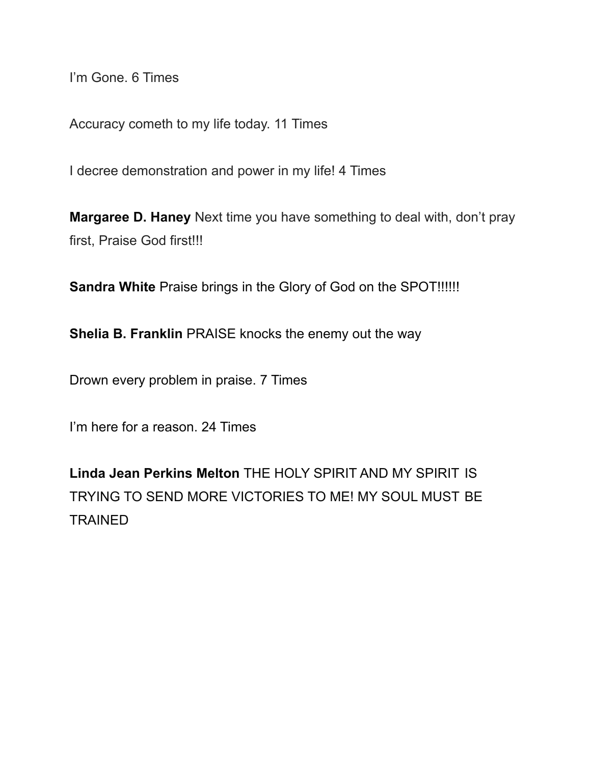I’m Gone. 6 Times

Accuracy cometh to my life today. 11 Times

I decree demonstration and power in my life! 4 Times

**Margaree D. Haney** Next time you have something to deal with, don’t pray first, Praise God first!!!

**Sandra White** Praise brings in the Glory of God on the SPOT!!!!!!

**Shelia B. Franklin** PRAISE knocks the enemy out the way

Drown every problem in praise. 7 Times

I’m here for a reason. 24 Times

**Linda Jean Perkins Melton** THE HOLY SPIRIT AND MY SPIRIT IS TRYING TO SEND MORE VICTORIES TO ME! MY SOUL MUST BE TRAINED